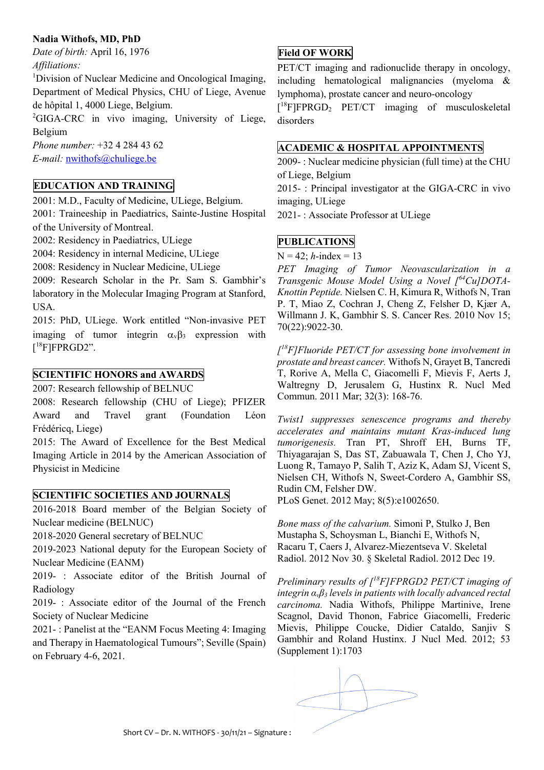**Nadia Withofs, MD, PhD**

*Date of birth:* April 16, 1976

*Affiliations:*

[1]Division of Nuclear Medicine and Oncological Imaging, Department of Medical Physics, CHU of Liege, Avenue de hôpital 1, 4000 Liege, Belgium.

[2]GIGA-CRC in vivo imaging, University of Liege, Belgium

*Phone number:* +32 4 284 43 62

*E-mail:* nwithofs@chuliege.be

## EDUCATION AND TRAINING

2001: M.D., Faculty of Medicine, ULiege, Belgium.

2001: Traineeship in Paediatrics, Sainte-Justine Hospital of the University of Montreal.

2002: Residency in Paediatrics, ULiege

2004: Residency in internal Medicine, ULiege

2008: Residency in Nuclear Medicine, ULiege

2009: Research Scholar in the Pr. Sam S. Gambhir's laboratory in the Molecular Imaging Program at Stanford, USA.

2015: PhD, ULiege. Work entitled "Non-invasive PET imaging of tumor integrin $\alpha_v\beta_3$ expression with [$^{18}$F]FPRGD2".

## SCIENTIFIC HONORS and AWARDS

2007: Research fellowship of BELNUC

2008: Research fellowship (CHU of Liege); PFIZER Award and Travel grant (Foundation Léon Frédéricq, Liege)

2015: The Award of Excellence for the Best Medical Imaging Article in 2014 by the American Association of Physicist in Medicine

## SCIENTIFIC SOCIETIES AND JOURNALS

2016-2018 Board member of the Belgian Society of Nuclear medicine (BELNUC)

2018-2020 General secretary of BELNUC

2019-2023 National deputy for the European Society of Nuclear Medicine (EANM)

2019- : Associate editor of the British Journal of Radiology

2019- : Associate editor of the Journal of the French Society of Nuclear Medicine

2021- : Panelist at the "EANM Focus Meeting 4: Imaging and Therapy in Haematological Tumours"; Seville (Spain) on February 4-6, 2021.

## Field OF WORK

PET/CT imaging and radionuclide therapy in oncology, including hematological malignancies (myeloma & lymphoma), prostate cancer and neuro-oncology

[$^{18}$F]FPRGD$_2$ PET/CT imaging of musculoskeletal disorders

## ACADEMIC & HOSPITAL APPOINTMENTS

2009- : Nuclear medicine physician (full time) at the CHU of Liege, Belgium

2015- : Principal investigator at the GIGA-CRC in vivo imaging, ULiege

2021- : Associate Professor at ULiege

## PUBLICATIONS

N = 42; *h*-index = 13

*PET Imaging of Tumor Neovascularization in a Transgenic Mouse Model Using a Novel [$^{64}$Cu]DOTA-Knottin Peptide.* Nielsen C. H, Kimura R, Withofs N, Tran P. T, Miao Z, Cochran J, Cheng Z, Felsher D, Kjær A, Willmann J. K, Gambhir S. S. Cancer Res. 2010 Nov 15; 70(22):9022-30.

*[$^{18}$F]Fluoride PET/CT for assessing bone involvement in prostate and breast cancer.* Withofs N, Grayet B, Tancredi T, Rorive A, Mella C, Giacomelli F, Mievis F, Aerts J, Waltregny D, Jerusalem G, Hustinx R. Nucl Med Commun. 2011 Mar; 32(3): 168-76.

*Twist1 suppresses senescence programs and thereby accelerates and maintains mutant Kras-induced lung tumorigenesis.* Tran PT, Shroff EH, Burns TF, Thiyagarajan S, Das ST, Zabuawala T, Chen J, Cho YJ, Luong R, Tamayo P, Salih T, Aziz K, Adam SJ, Vicent S, Nielsen CH, Withofs N, Sweet-Cordero A, Gambhir SS, Rudin CM, Felsher DW.
PLoS Genet. 2012 May; 8(5):e1002650.

*Bone mass of the calvarium.* Simoni P, Stulko J, Ben Mustapha S, Schoysman L, Bianchi E, Withofs N, Racaru T, Caers J, Alvarez-Miezentseva V. Skeletal Radiol. 2012 Nov 30. § Skeletal Radiol. 2012 Dec 19.

*Preliminary results of [$^{18}$F]FPRGD2 PET/CT imaging of integrin $\alpha_v\beta_3$ levels in patients with locally advanced rectal carcinoma.* Nadia Withofs, Philippe Martinive, Irene Scagnol, David Thonon, Fabrice Giacomelli, Frederic Mievis, Philippe Coucke, Didier Cataldo, Sanjiv S Gambhir and Roland Hustinx. J Nucl Med. 2012; 53 (Supplement 1):1703

Short CV – Dr. N. WITHOFS - 30/11/21 – Signature :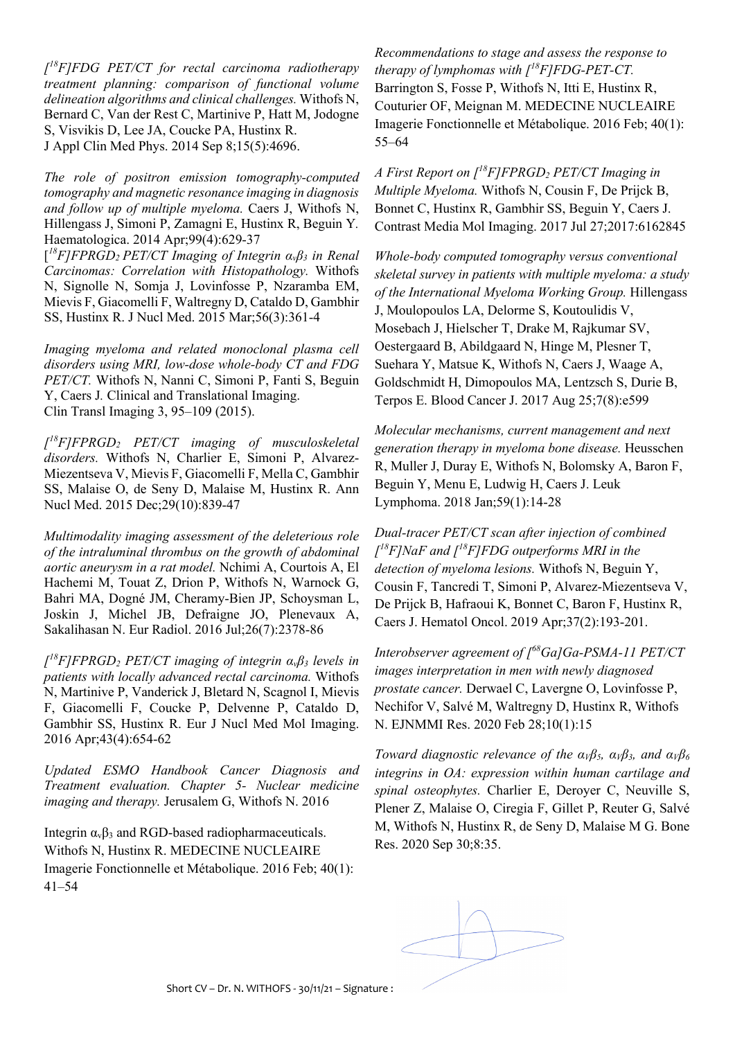*$[^{18}F]$FDG PET/CT for rectal carcinoma radiotherapy treatment planning: comparison of functional volume delineation algorithms and clinical challenges.* Withofs N, Bernard C, Van der Rest C, Martinive P, Hatt M, Jodogne S, Visvikis D, Lee JA, Coucke PA, Hustinx R. J Appl Clin Med Phys. 2014 Sep 8;15(5):4696.

*The role of positron emission tomography-computed tomography and magnetic resonance imaging in diagnosis and follow up of multiple myeloma.* Caers J, Withofs N, Hillengass J, Simoni P, Zamagni E, Hustinx R, Beguin Y. Haematologica. 2014 Apr;99(4):629-37

*$[^{18}F]FPRGD_2$ PET/CT Imaging of Integrin $\alpha_v\beta_3$ in Renal Carcinomas: Correlation with Histopathology.* Withofs N, Signolle N, Somja J, Lovinfosse P, Nzaramba EM, Mievis F, Giacomelli F, Waltregny D, Cataldo D, Gambhir SS, Hustinx R. J Nucl Med. 2015 Mar;56(3):361-4

*Imaging myeloma and related monoclonal plasma cell disorders using MRI, low-dose whole-body CT and FDG PET/CT.* Withofs N, Nanni C, Simoni P, Fanti S, Beguin Y, Caers J. Clinical and Translational Imaging. Clin Transl Imaging 3, 95–109 (2015).

*$[^{18}F]FPRGD_2$ PET/CT imaging of musculoskeletal disorders.* Withofs N, Charlier E, Simoni P, Alvarez-Miezentseva V, Mievis F, Giacomelli F, Mella C, Gambhir SS, Malaise O, de Seny D, Malaise M, Hustinx R. Ann Nucl Med. 2015 Dec;29(10):839-47

*Multimodality imaging assessment of the deleterious role of the intraluminal thrombus on the growth of abdominal aortic aneurysm in a rat model.* Nchimi A, Courtois A, El Hachemi M, Touat Z, Drion P, Withofs N, Warnock G, Bahri MA, Dogné JM, Cheramy-Bien JP, Schoysman L, Joskin J, Michel JB, Defraigne JO, Plenevaux A, Sakalihasan N. Eur Radiol. 2016 Jul;26(7):2378-86

*$[^{18}F]FPRGD_2$ PET/CT imaging of integrin $\alpha_v\beta_3$ levels in patients with locally advanced rectal carcinoma.* Withofs N, Martinive P, Vanderick J, Bletard N, Scagnol I, Mievis F, Giacomelli F, Coucke P, Delvenne P, Cataldo D, Gambhir SS, Hustinx R. Eur J Nucl Med Mol Imaging. 2016 Apr;43(4):654-62

*Updated ESMO Handbook Cancer Diagnosis and Treatment evaluation. Chapter 5- Nuclear medicine imaging and therapy.* Jerusalem G, Withofs N. 2016

Integrin $\alpha_v\beta_3$ and RGD-based radiopharmaceuticals. Withofs N, Hustinx R. MEDECINE NUCLEAIRE Imagerie Fonctionnelle et Métabolique. 2016 Feb; 40(1): 41–54

*Recommendations to stage and assess the response to therapy of lymphomas with $[^{18}F]$FDG-PET-CT.* Barrington S, Fosse P, Withofs N, Itti E, Hustinx R, Couturier OF, Meignan M. MEDECINE NUCLEAIRE Imagerie Fonctionnelle et Métabolique. 2016 Feb; 40(1): 55–64

*A First Report on $[^{18}F]FPRGD_2$ PET/CT Imaging in Multiple Myeloma.* Withofs N, Cousin F, De Prijck B, Bonnet C, Hustinx R, Gambhir SS, Beguin Y, Caers J. Contrast Media Mol Imaging. 2017 Jul 27;2017:6162845

*Whole-body computed tomography versus conventional skeletal survey in patients with multiple myeloma: a study of the International Myeloma Working Group.* Hillengass J, Moulopoulos LA, Delorme S, Koutoulidis V, Mosebach J, Hielscher T, Drake M, Rajkumar SV, Oestergaard B, Abildgaard N, Hinge M, Plesner T, Suehara Y, Matsue K, Withofs N, Caers J, Waage A, Goldschmidt H, Dimopoulos MA, Lentzsch S, Durie B, Terpos E. Blood Cancer J. 2017 Aug 25;7(8):e599

*Molecular mechanisms, current management and next generation therapy in myeloma bone disease.* Heusschen R, Muller J, Duray E, Withofs N, Bolomsky A, Baron F, Beguin Y, Menu E, Ludwig H, Caers J. Leuk Lymphoma. 2018 Jan;59(1):14-28

*Dual-tracer PET/CT scan after injection of combined $[^{18}F]$NaF and $[^{18}F]$FDG outperforms MRI in the detection of myeloma lesions.* Withofs N, Beguin Y, Cousin F, Tancredi T, Simoni P, Alvarez-Miezentseva V, De Prijck B, Hafraoui K, Bonnet C, Baron F, Hustinx R, Caers J. Hematol Oncol. 2019 Apr;37(2):193-201.

*Interobserver agreement of $[^{68}Ga]$Ga-PSMA-11 PET/CT images interpretation in men with newly diagnosed prostate cancer.* Derwael C, Lavergne O, Lovinfosse P, Nechifor V, Salvé M, Waltregny D, Hustinx R, Withofs N. EJNMMI Res. 2020 Feb 28;10(1):15

*Toward diagnostic relevance of the $\alpha_V\beta_5$, $\alpha_V\beta_3$, and $\alpha_V\beta_6$ integrins in OA: expression within human cartilage and spinal osteophytes.* Charlier E, Deroyer C, Neuville S, Plener Z, Malaise O, Ciregia F, Gillet P, Reuter G, Salvé M, Withofs N, Hustinx R, de Seny D, Malaise M G. Bone Res. 2020 Sep 30;8:35.

Short CV – Dr. N. WITHOFS - 30/11/21 – Signature :